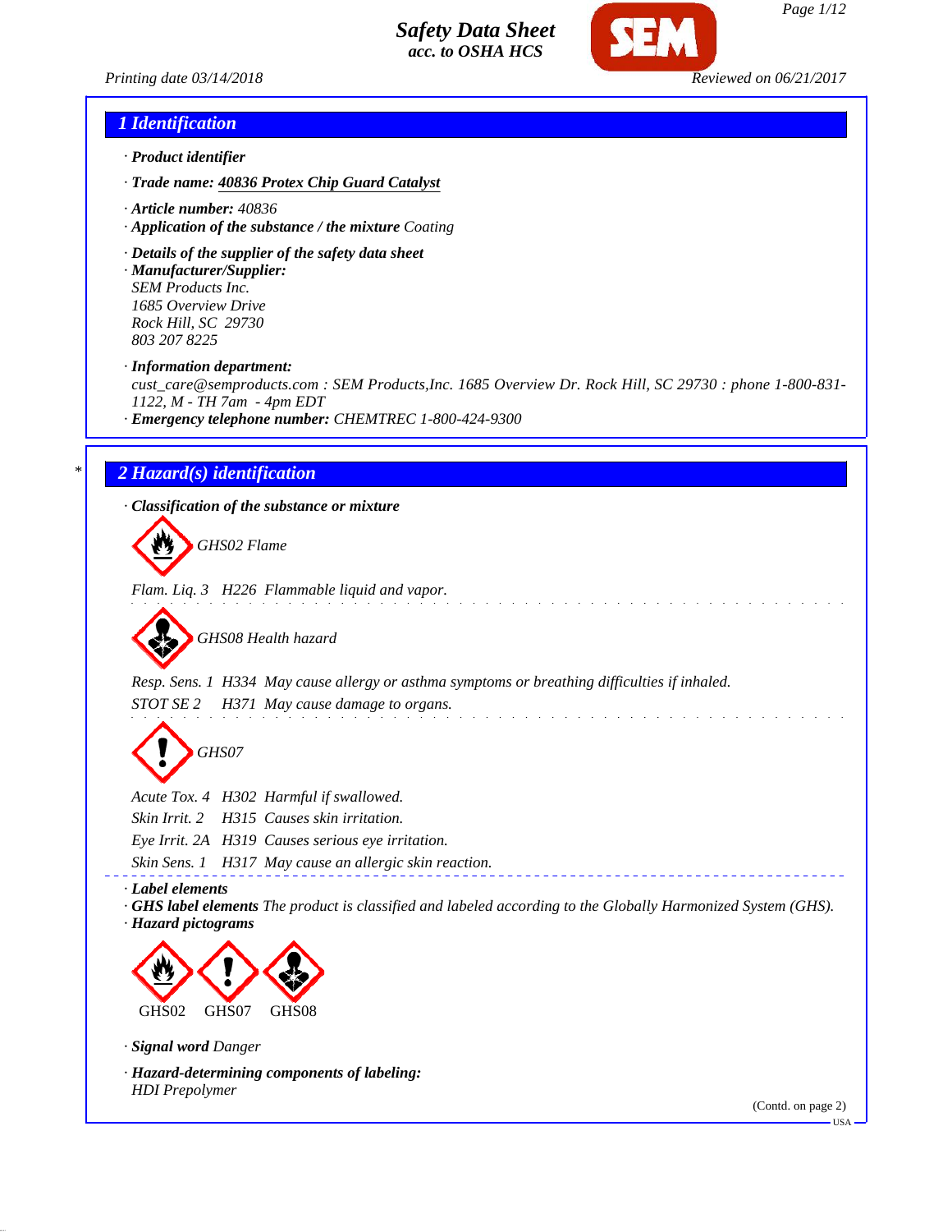# Safety Data Sheet
**acc. to OSHA HCS**

Printing date 03/14/2018 | Reviewed on 06/21/2017

## 1 Identification

· **Product identifier**

· **Trade name: 40836 Protex Chip Guard Catalyst**

· **Article number:** 40836

· **Application of the substance / the mixture** Coating

· **Details of the supplier of the safety data sheet**

· **Manufacturer/Supplier:**
SEM Products Inc.
1685 Overview Drive
Rock Hill, SC 29730
803 207 8225

· **Information department:**
cust_care@semproducts.com : SEM Products,Inc. 1685 Overview Dr. Rock Hill, SC 29730 : phone 1-800-831-1122, M - TH 7am - 4pm EDT

· **Emergency telephone number:** CHEMTREC 1-800-424-9300

## * 2 Hazard(s) identification

· **Classification of the substance or mixture**

GHS02 Flame

Flam. Liq. 3 H226 Flammable liquid and vapor.

GHS08 Health hazard

Resp. Sens. 1 H334 May cause allergy or asthma symptoms or breathing difficulties if inhaled.
STOT SE 2 H371 May cause damage to organs.

GHS07

Acute Tox. 4 H302 Harmful if swallowed.
Skin Irrit. 2 H315 Causes skin irritation.
Eye Irrit. 2A H319 Causes serious eye irritation.
Skin Sens. 1 H317 May cause an allergic skin reaction.

· **Label elements**

· **GHS label elements** The product is classified and labeled according to the Globally Harmonized System (GHS).

· **Hazard pictograms**

GHS02 GHS07 GHS08

· **Signal word** Danger

· **Hazard-determining components of labeling:**
HDI Prepolymer

(Contd. on page 2)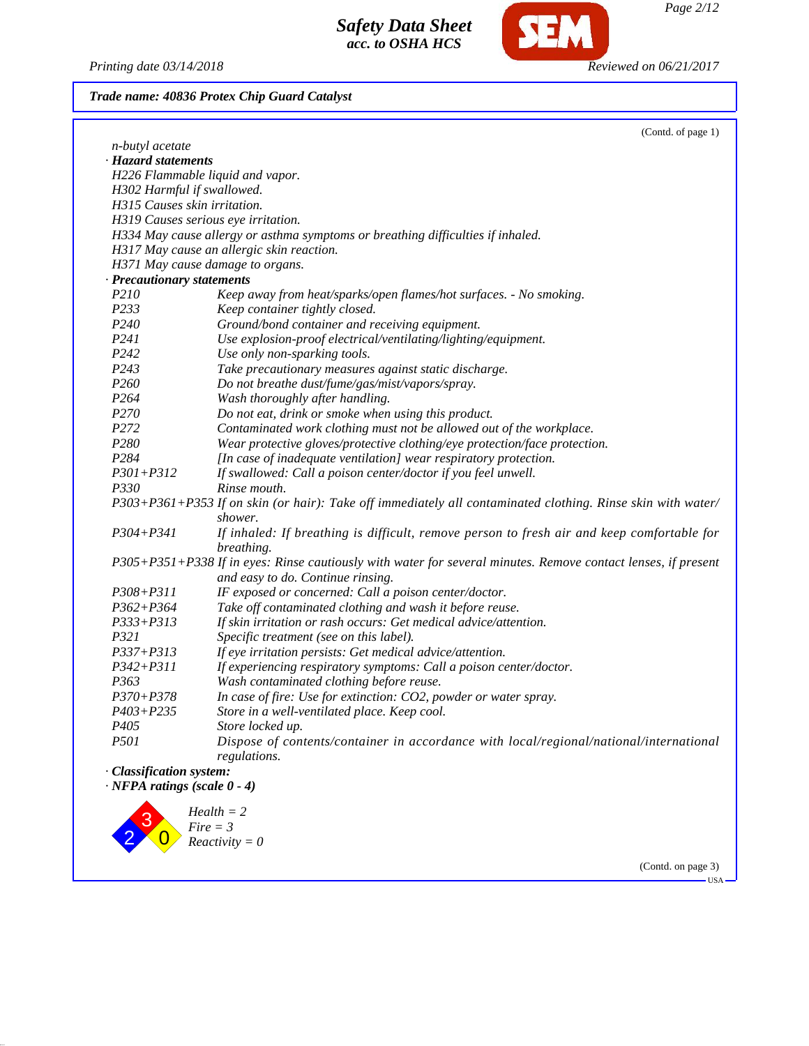**Trade name: 40836 Protex Chip Guard Catalyst**

(Contd. of page 1)

n-butyl acetate

· **Hazard statements**

H226 Flammable liquid and vapor.
H302 Harmful if swallowed.
H315 Causes skin irritation.
H319 Causes serious eye irritation.
H334 May cause allergy or asthma symptoms or breathing difficulties if inhaled.
H317 May cause an allergic skin reaction.
H371 May cause damage to organs.

· **Precautionary statements**

| | |
|---|---|
| P210 | Keep away from heat/sparks/open flames/hot surfaces. - No smoking. |
| P233 | Keep container tightly closed. |
| P240 | Ground/bond container and receiving equipment. |
| P241 | Use explosion-proof electrical/ventilating/lighting/equipment. |
| P242 | Use only non-sparking tools. |
| P243 | Take precautionary measures against static discharge. |
| P260 | Do not breathe dust/fume/gas/mist/vapors/spray. |
| P264 | Wash thoroughly after handling. |
| P270 | Do not eat, drink or smoke when using this product. |
| P272 | Contaminated work clothing must not be allowed out of the workplace. |
| P280 | Wear protective gloves/protective clothing/eye protection/face protection. |
| P284 | [In case of inadequate ventilation] wear respiratory protection. |
| P301+P312 | If swallowed: Call a poison center/doctor if you feel unwell. |
| P330 | Rinse mouth. |
| P303+P361+P353 | If on skin (or hair): Take off immediately all contaminated clothing. Rinse skin with water/shower. |
| P304+P341 | If inhaled: If breathing is difficult, remove person to fresh air and keep comfortable for breathing. |
| P305+P351+P338 | If in eyes: Rinse cautiously with water for several minutes. Remove contact lenses, if present and easy to do. Continue rinsing. |
| P308+P311 | IF exposed or concerned: Call a poison center/doctor. |
| P362+P364 | Take off contaminated clothing and wash it before reuse. |
| P333+P313 | If skin irritation or rash occurs: Get medical advice/attention. |
| P321 | Specific treatment (see on this label). |
| P337+P313 | If eye irritation persists: Get medical advice/attention. |
| P342+P311 | If experiencing respiratory symptoms: Call a poison center/doctor. |
| P363 | Wash contaminated clothing before reuse. |
| P370+P378 | In case of fire: Use for extinction: CO2, powder or water spray. |
| P403+P235 | Store in a well-ventilated place. Keep cool. |
| P405 | Store locked up. |
| P501 | Dispose of contents/container in accordance with local/regional/national/international regulations. |

· **Classification system:**

· **NFPA ratings (scale 0 - 4)**

Health = 2
Fire = 3
Reactivity = 0

(Contd. on page 3)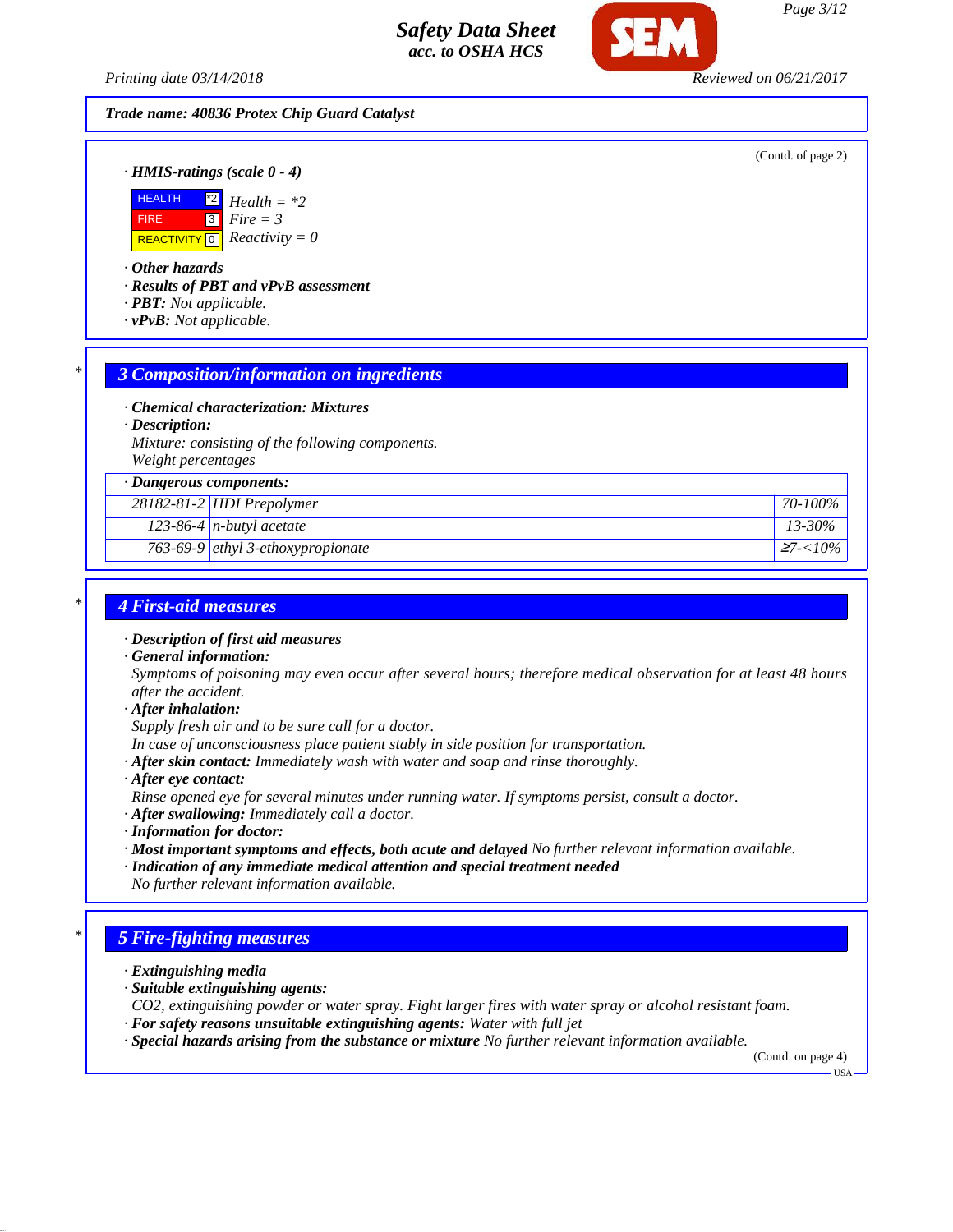**Trade name: 40836 Protex Chip Guard Catalyst**

(Contd. of page 2)

· **HMIS-ratings (scale 0 - 4)**

| | | |
|---|---|---|
| HEALTH | *2 | Health = *2 |
| FIRE | 3 | Fire = 3 |
| REACTIVITY | 0 | Reactivity = 0 |

· **Other hazards**
· **Results of PBT and vPvB assessment**
· **PBT:** Not applicable.
· **vPvB:** Not applicable.

## 3 Composition/information on ingredients

· **Chemical characterization: Mixtures**
· **Description:**
Mixture: consisting of the following components.
Weight percentages

| · Dangerous components: | | |
|---|---|---|
| 28182-81-2 | HDI Prepolymer | 70-100% |
| 123-86-4 | n-butyl acetate | 13-30% |
| 763-69-9 | ethyl 3-ethoxypropionate | ≥7-<10% |

## 4 First-aid measures

· **Description of first aid measures**
· **General information:**
Symptoms of poisoning may even occur after several hours; therefore medical observation for at least 48 hours after the accident.
· **After inhalation:**
Supply fresh air and to be sure call for a doctor.
In case of unconsciousness place patient stably in side position for transportation.
· **After skin contact:** Immediately wash with water and soap and rinse thoroughly.
· **After eye contact:**
Rinse opened eye for several minutes under running water. If symptoms persist, consult a doctor.
· **After swallowing:** Immediately call a doctor.
· **Information for doctor:**
· **Most important symptoms and effects, both acute and delayed** No further relevant information available.
· **Indication of any immediate medical attention and special treatment needed**
No further relevant information available.

## 5 Fire-fighting measures

· **Extinguishing media**
· **Suitable extinguishing agents:**
CO2, extinguishing powder or water spray. Fight larger fires with water spray or alcohol resistant foam.
· **For safety reasons unsuitable extinguishing agents:** Water with full jet
· **Special hazards arising from the substance or mixture** No further relevant information available.

(Contd. on page 4)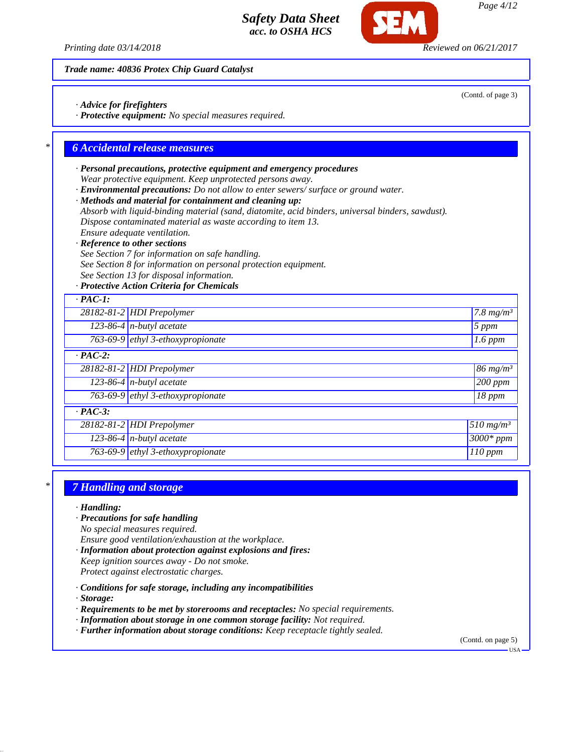**Trade name: 40836 Protex Chip Guard Catalyst**

(Contd. of page 3)

· **Advice for firefighters**
· **Protective equipment:** No special measures required.

## 6 Accidental release measures

· **Personal precautions, protective equipment and emergency procedures**
Wear protective equipment. Keep unprotected persons away.
· **Environmental precautions:** Do not allow to enter sewers/ surface or ground water.
· **Methods and material for containment and cleaning up:**
Absorb with liquid-binding material (sand, diatomite, acid binders, universal binders, sawdust).
Dispose contaminated material as waste according to item 13.
Ensure adequate ventilation.
· **Reference to other sections**
See Section 7 for information on safe handling.
See Section 8 for information on personal protection equipment.
See Section 13 for disposal information.
· **Protective Action Criteria for Chemicals**

| · PAC-1: | | |
|---|---|---|
| 28182-81-2 | HDI Prepolymer | 7.8 mg/m³ |
| 123-86-4 | n-butyl acetate | 5 ppm |
| 763-69-9 | ethyl 3-ethoxypropionate | 1.6 ppm |
| **· PAC-2:** | | |
| 28182-81-2 | HDI Prepolymer | 86 mg/m³ |
| 123-86-4 | n-butyl acetate | 200 ppm |
| 763-69-9 | ethyl 3-ethoxypropionate | 18 ppm |
| **· PAC-3:** | | |
| 28182-81-2 | HDI Prepolymer | 510 mg/m³ |
| 123-86-4 | n-butyl acetate | 3000* ppm |
| 763-69-9 | ethyl 3-ethoxypropionate | 110 ppm |

## 7 Handling and storage

· **Handling:**
· **Precautions for safe handling**
No special measures required.
Ensure good ventilation/exhaustion at the workplace.
· **Information about protection against explosions and fires:**
Keep ignition sources away - Do not smoke.
Protect against electrostatic charges.

· **Conditions for safe storage, including any incompatibilities**
· **Storage:**
· **Requirements to be met by storerooms and receptacles:** No special requirements.
· **Information about storage in one common storage facility:** Not required.
· **Further information about storage conditions:** Keep receptacle tightly sealed.

(Contd. on page 5)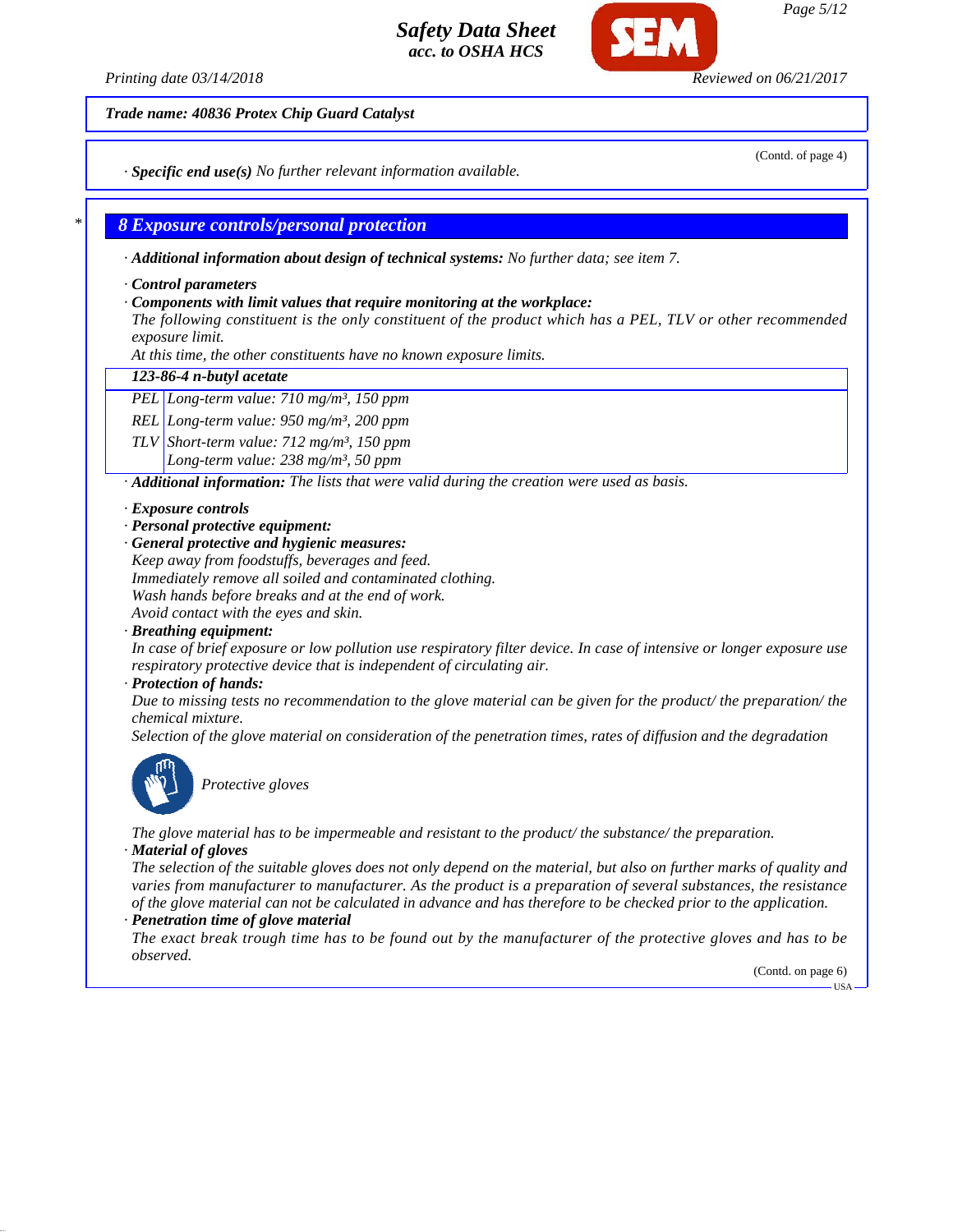**Trade name: 40836 Protex Chip Guard Catalyst**

(Contd. of page 4)

· **Specific end use(s)** No further relevant information available.

## 8 Exposure controls/personal protection

· **Additional information about design of technical systems:** No further data; see item 7.

· **Control parameters**

· **Components with limit values that require monitoring at the workplace:**

The following constituent is the only constituent of the product which has a PEL, TLV or other recommended exposure limit.

At this time, the other constituents have no known exposure limits.

| 123-86-4 n-butyl acetate | |
|---|---|
| PEL | Long-term value: 710 mg/m³, 150 ppm |
| REL | Long-term value: 950 mg/m³, 200 ppm |
| TLV | Short-term value: 712 mg/m³, 150 ppm<br>Long-term value: 238 mg/m³, 50 ppm |

· **Additional information:** The lists that were valid during the creation were used as basis.

· **Exposure controls**

· **Personal protective equipment:**

· **General protective and hygienic measures:**

Keep away from foodstuffs, beverages and feed.
Immediately remove all soiled and contaminated clothing.
Wash hands before breaks and at the end of work.
Avoid contact with the eyes and skin.

· **Breathing equipment:**

In case of brief exposure or low pollution use respiratory filter device. In case of intensive or longer exposure use respiratory protective device that is independent of circulating air.

· **Protection of hands:**

Due to missing tests no recommendation to the glove material can be given for the product/ the preparation/ the chemical mixture.

Selection of the glove material on consideration of the penetration times, rates of diffusion and the degradation

Protective gloves

The glove material has to be impermeable and resistant to the product/ the substance/ the preparation.

· **Material of gloves**

The selection of the suitable gloves does not only depend on the material, but also on further marks of quality and varies from manufacturer to manufacturer. As the product is a preparation of several substances, the resistance of the glove material can not be calculated in advance and has therefore to be checked prior to the application.

· **Penetration time of glove material**

The exact break trough time has to be found out by the manufacturer of the protective gloves and has to be observed.

(Contd. on page 6)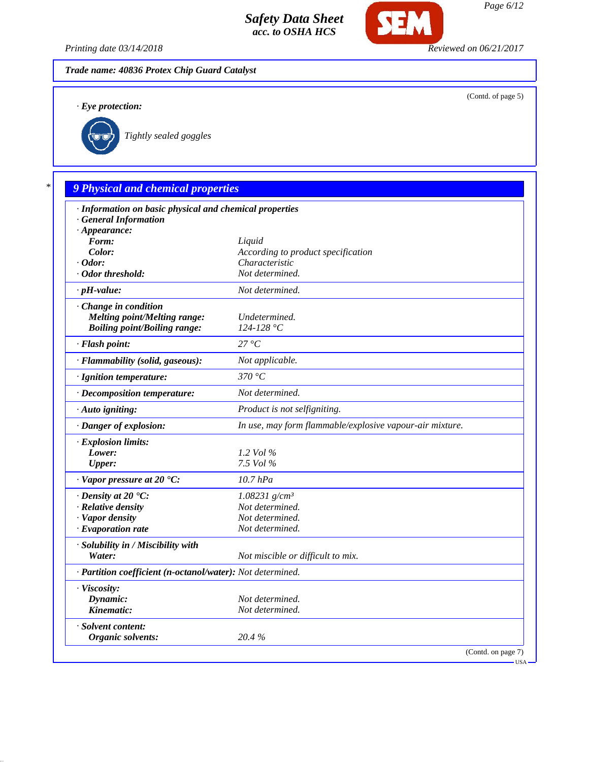**Trade name: 40836 Protex Chip Guard Catalyst**

(Contd. of page 5)

· **Eye protection:**

Tightly sealed goggles

## 9 Physical and chemical properties

| | |
|---|---|
| · **Information on basic physical and chemical properties** | |
| · **General Information** | |
| · **Appearance:** | |
| **Form:** | Liquid |
| **Color:** | According to product specification |
| · **Odor:** | Characteristic |
| · **Odor threshold:** | Not determined. |
| · **pH-value:** | Not determined. |
| · **Change in condition** | |
| **Melting point/Melting range:** | Undetermined. |
| **Boiling point/Boiling range:** | 124-128 °C |
| · **Flash point:** | 27 °C |
| · **Flammability (solid, gaseous):** | Not applicable. |
| · **Ignition temperature:** | 370 °C |
| · **Decomposition temperature:** | Not determined. |
| · **Auto igniting:** | Product is not selfigniting. |
| · **Danger of explosion:** | In use, may form flammable/explosive vapour-air mixture. |
| · **Explosion limits:** | |
| **Lower:** | 1.2 Vol % |
| **Upper:** | 7.5 Vol % |
| · **Vapor pressure at 20 °C:** | 10.7 hPa |
| · **Density at 20 °C:** | 1.08231 g/cm³ |
| · **Relative density** | Not determined. |
| · **Vapor density** | Not determined. |
| · **Evaporation rate** | Not determined. |
| · **Solubility in / Miscibility with** | |
| **Water:** | Not miscible or difficult to mix. |
| · **Partition coefficient (n-octanol/water):** | Not determined. |
| · **Viscosity:** | |
| **Dynamic:** | Not determined. |
| **Kinematic:** | Not determined. |
| · **Solvent content:** | |
| **Organic solvents:** | 20.4 % |

(Contd. on page 7)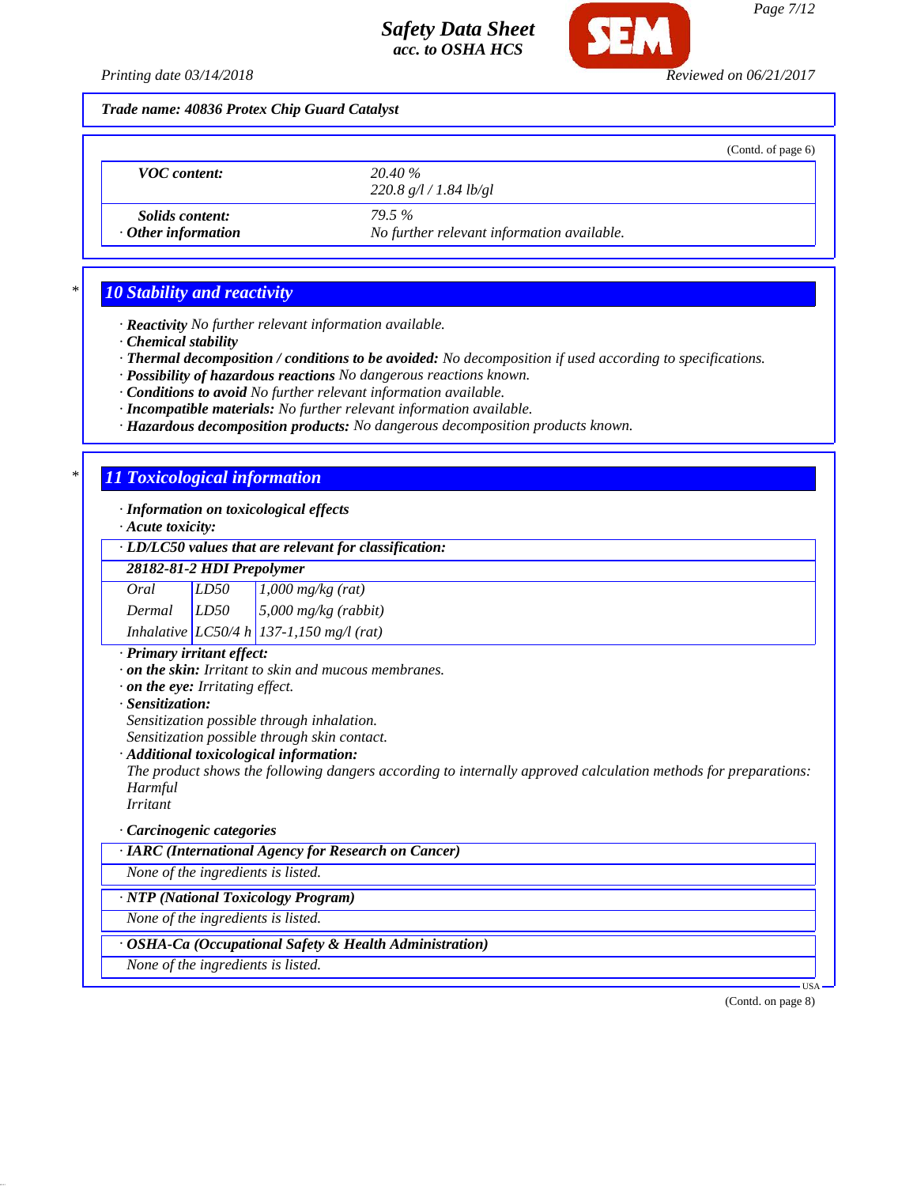**Trade name: 40836 Protex Chip Guard Catalyst**

(Contd. of page 6)

| | |
|---|---|
| **VOC content:** | 20.40 %<br>220.8 g/l / 1.84 lb/gl |
| **Solids content:** | 79.5 % |
| **· Other information** | No further relevant information available. |

## 10 Stability and reactivity

· **Reactivity** No further relevant information available.
· **Chemical stability**
· **Thermal decomposition / conditions to be avoided:** No decomposition if used according to specifications.
· **Possibility of hazardous reactions** No dangerous reactions known.
· **Conditions to avoid** No further relevant information available.
· **Incompatible materials:** No further relevant information available.
· **Hazardous decomposition products:** No dangerous decomposition products known.

## 11 Toxicological information

· **Information on toxicological effects**
· **Acute toxicity:**

| · LD/LC50 values that are relevant for classification: | | |
|---|---|---|
| **28182-81-2 HDI Prepolymer** | | |
| Oral | LD50 | 1,000 mg/kg (rat) |
| Dermal | LD50 | 5,000 mg/kg (rabbit) |
| Inhalative | LC50/4 h | 137-1,150 mg/l (rat) |

· **Primary irritant effect:**
· **on the skin:** Irritant to skin and mucous membranes.
· **on the eye:** Irritating effect.
· **Sensitization:**
Sensitization possible through inhalation.
Sensitization possible through skin contact.
· **Additional toxicological information:**
The product shows the following dangers according to internally approved calculation methods for preparations:
Harmful
Irritant

· **Carcinogenic categories**

| · IARC (International Agency for Research on Cancer) |
|---|
| None of the ingredients is listed. |

| · NTP (National Toxicology Program) |
|---|
| None of the ingredients is listed. |

| · OSHA-Ca (Occupational Safety & Health Administration) |
|---|
| None of the ingredients is listed. |

(Contd. on page 8)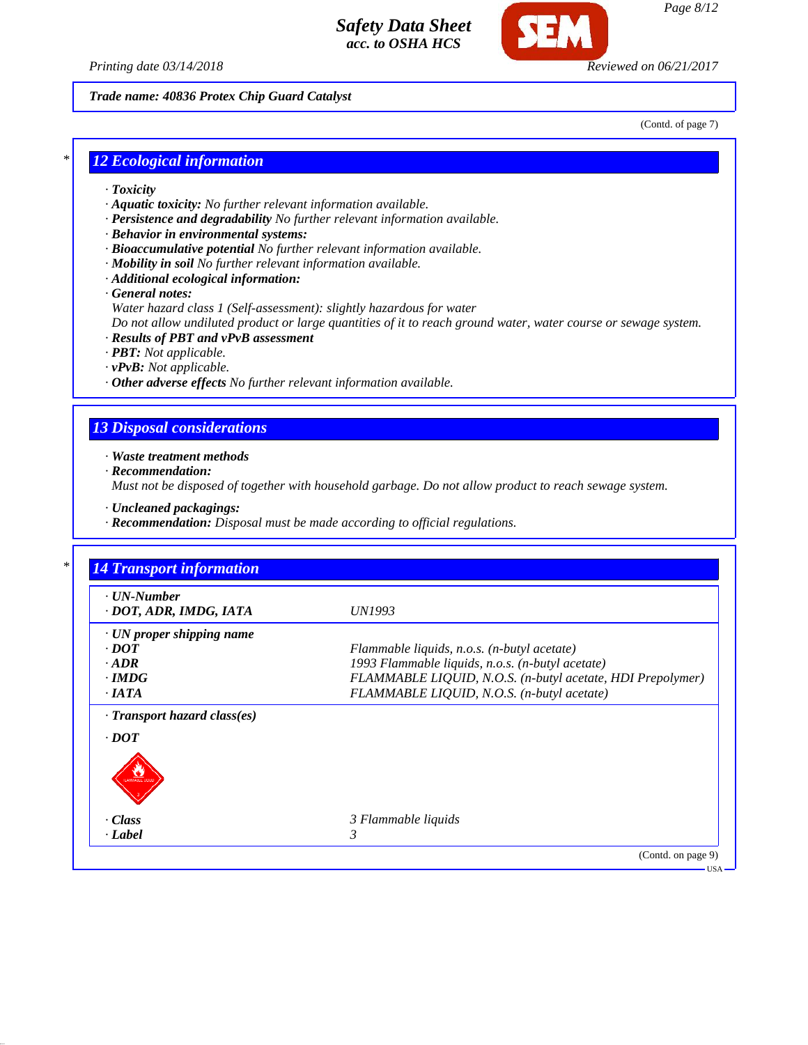(Contd. of page 7)

## * 12 Ecological information

· **Toxicity**
· ***Aquatic toxicity:*** No further relevant information available.
· ***Persistence and degradability*** No further relevant information available.
· ***Behavior in environmental systems:***
· ***Bioaccumulative potential*** No further relevant information available.
· ***Mobility in soil*** No further relevant information available.
· ***Additional ecological information:***
· ***General notes:***
Water hazard class 1 (Self-assessment): slightly hazardous for water
Do not allow undiluted product or large quantities of it to reach ground water, water course or sewage system.
· ***Results of PBT and vPvB assessment***
· ***PBT:*** Not applicable.
· ***vPvB:*** Not applicable.
· ***Other adverse effects*** No further relevant information available.

## 13 Disposal considerations

· ***Waste treatment methods***
· ***Recommendation:***
Must not be disposed of together with household garbage. Do not allow product to reach sewage system.

· ***Uncleaned packagings:***
· ***Recommendation:*** Disposal must be made according to official regulations.

## * 14 Transport information

| | |
|---|---|
| · ***UN-Number*** | |
| · ***DOT, ADR, IMDG, IATA*** | UN1993 |
| · ***UN proper shipping name*** | |
| · ***DOT*** | Flammable liquids, n.o.s. (n-butyl acetate) |
| · ***ADR*** | 1993 Flammable liquids, n.o.s. (n-butyl acetate) |
| · ***IMDG*** | FLAMMABLE LIQUID, N.O.S. (n-butyl acetate, HDI Prepolymer) |
| · ***IATA*** | FLAMMABLE LIQUID, N.O.S. (n-butyl acetate) |
| · ***Transport hazard class(es)*** | |
| · ***DOT*** | |
| · ***Class*** | 3 Flammable liquids |
| · ***Label*** | 3 |

(Contd. on page 9)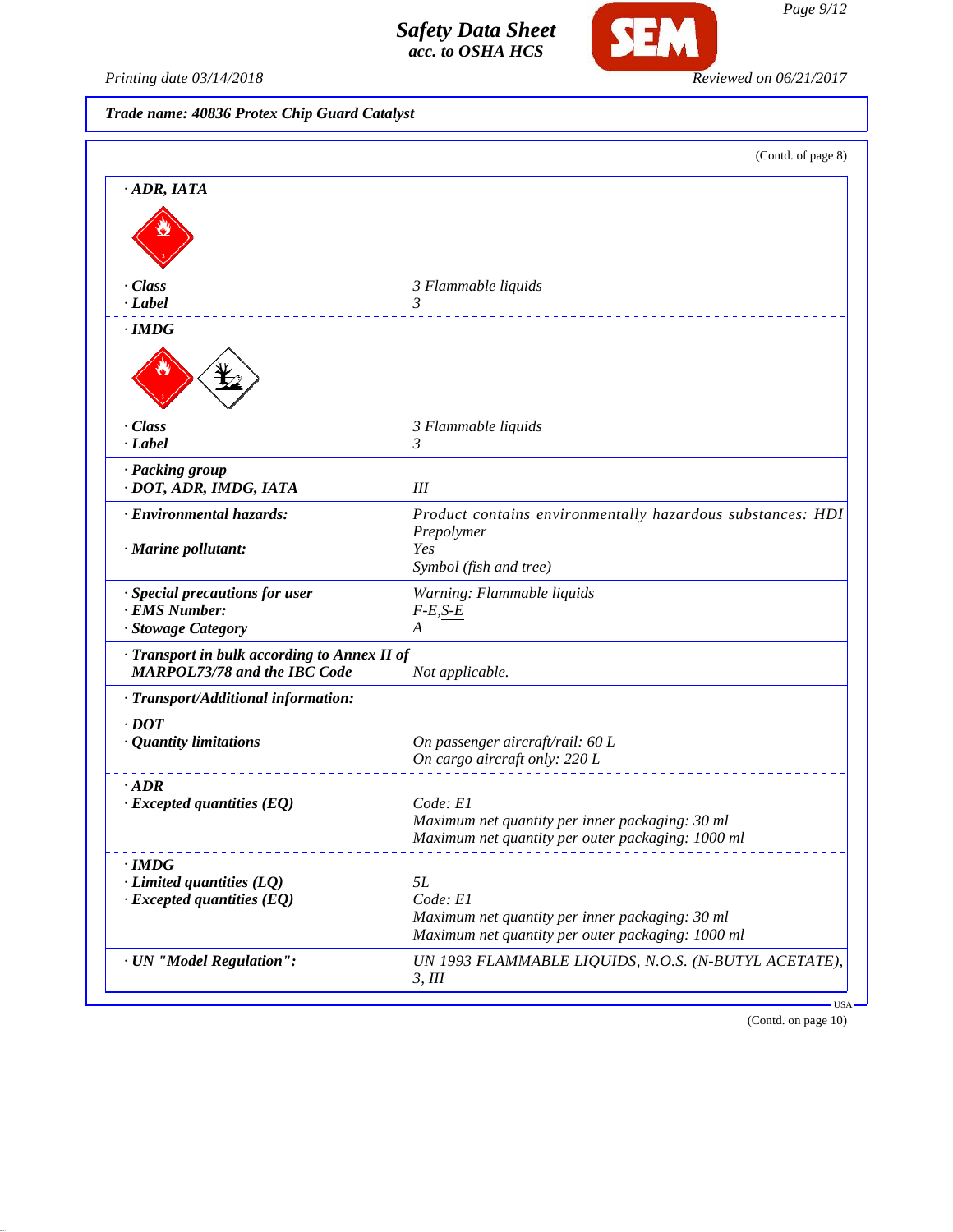**Trade name: 40836 Protex Chip Guard Catalyst**

(Contd. of page 8)

**· ADR, IATA**

| | |
|---|---|
| **· Class** | 3 Flammable liquids |
| **· Label** | 3 |

**· IMDG**

| | |
|---|---|
| **· Class** | 3 Flammable liquids |
| **· Label** | 3 |
| **· Packing group** | |
| **· DOT, ADR, IMDG, IATA** | III |
| **· Environmental hazards:** | Product contains environmentally hazardous substances: HDI Prepolymer |
| **· Marine pollutant:** | Yes<br>Symbol (fish and tree) |
| **· Special precautions for user** | Warning: Flammable liquids |
| **· EMS Number:** | F-E,S-E |
| **· Stowage Category** | A |
| **· Transport in bulk according to Annex II of MARPOL73/78 and the IBC Code** | Not applicable. |

**· Transport/Additional information:**

**· DOT**

| | |
|---|---|
| **· Quantity limitations** | On passenger aircraft/rail: 60 L<br>On cargo aircraft only: 220 L |

**· ADR**

| | |
|---|---|
| **· Excepted quantities (EQ)** | Code: E1<br>Maximum net quantity per inner packaging: 30 ml<br>Maximum net quantity per outer packaging: 1000 ml |

**· IMDG**

| | |
|---|---|
| **· Limited quantities (LQ)** | 5L |
| **· Excepted quantities (EQ)** | Code: E1<br>Maximum net quantity per inner packaging: 30 ml<br>Maximum net quantity per outer packaging: 1000 ml |
| **· UN "Model Regulation":** | UN 1993 FLAMMABLE LIQUIDS, N.O.S. (N-BUTYL ACETATE), 3, III |

(Contd. on page 10)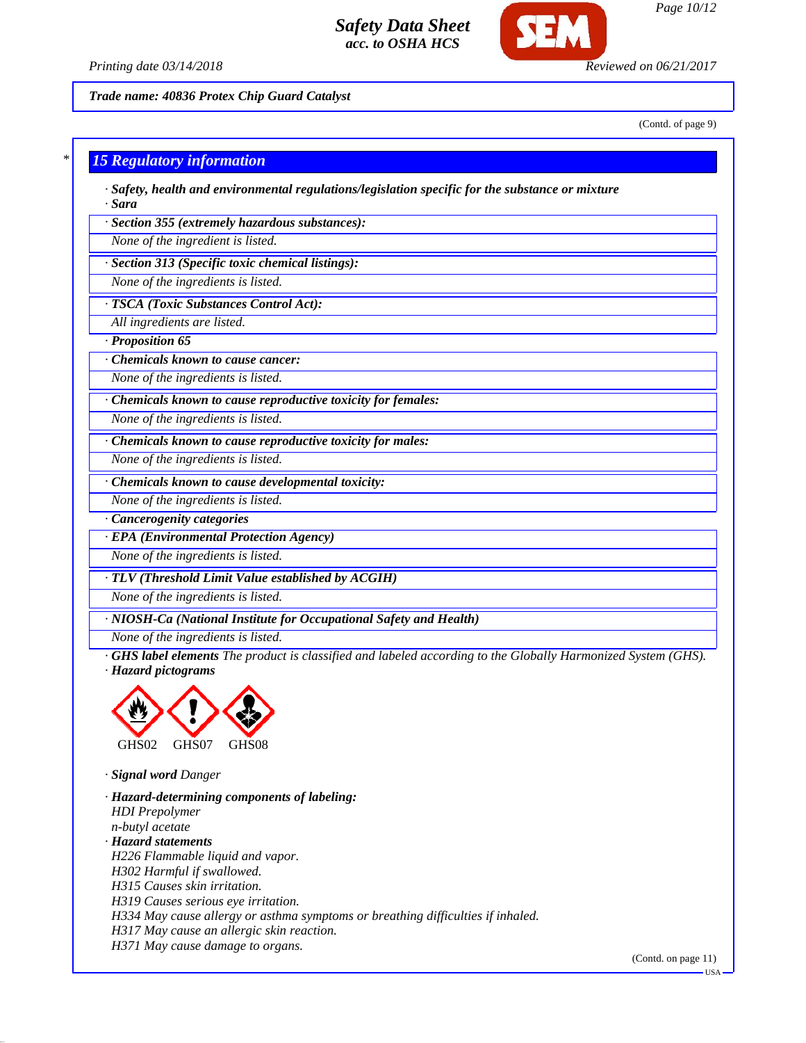Trade name: 40836 Protex Chip Guard Catalyst

(Contd. of page 9)

## 15 Regulatory information

· **Safety, health and environmental regulations/legislation specific for the substance or mixture**
· **Sara**

· **Section 355 (extremely hazardous substances):**
None of the ingredient is listed.

· **Section 313 (Specific toxic chemical listings):**
None of the ingredients is listed.

· **TSCA (Toxic Substances Control Act):**
All ingredients are listed.

· **Proposition 65**

· **Chemicals known to cause cancer:**
None of the ingredients is listed.

· **Chemicals known to cause reproductive toxicity for females:**
None of the ingredients is listed.

· **Chemicals known to cause reproductive toxicity for males:**
None of the ingredients is listed.

· **Chemicals known to cause developmental toxicity:**
None of the ingredients is listed.

· **Cancerogenity categories**

· **EPA (Environmental Protection Agency)**
None of the ingredients is listed.

· **TLV (Threshold Limit Value established by ACGIH)**
None of the ingredients is listed.

· **NIOSH-Ca (National Institute for Occupational Safety and Health)**
None of the ingredients is listed.

· **GHS label elements** The product is classified and labeled according to the Globally Harmonized System (GHS).
· **Hazard pictograms**

GHS02 GHS07 GHS08

· **Signal word** Danger

· **Hazard-determining components of labeling:**
HDI Prepolymer
n-butyl acetate

· **Hazard statements**
H226 Flammable liquid and vapor.
H302 Harmful if swallowed.
H315 Causes skin irritation.
H319 Causes serious eye irritation.
H334 May cause allergy or asthma symptoms or breathing difficulties if inhaled.
H317 May cause an allergic skin reaction.
H371 May cause damage to organs.

(Contd. on page 11)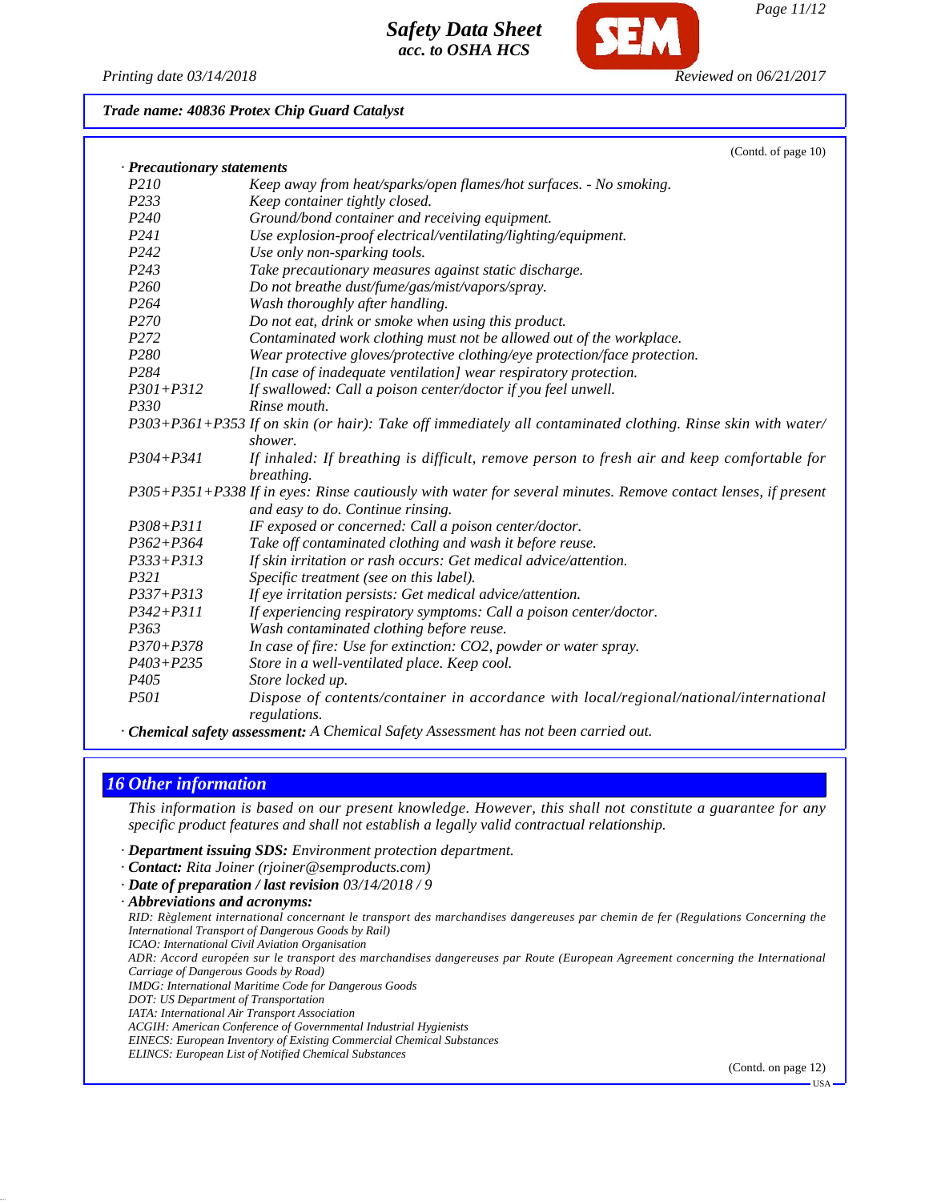**Trade name: 40836 Protex Chip Guard Catalyst**

(Contd. of page 10)

· **Precautionary statements**

| | |
|---|---|
| P210 | Keep away from heat/sparks/open flames/hot surfaces. - No smoking. |
| P233 | Keep container tightly closed. |
| P240 | Ground/bond container and receiving equipment. |
| P241 | Use explosion-proof electrical/ventilating/lighting/equipment. |
| P242 | Use only non-sparking tools. |
| P243 | Take precautionary measures against static discharge. |
| P260 | Do not breathe dust/fume/gas/mist/vapors/spray. |
| P264 | Wash thoroughly after handling. |
| P270 | Do not eat, drink or smoke when using this product. |
| P272 | Contaminated work clothing must not be allowed out of the workplace. |
| P280 | Wear protective gloves/protective clothing/eye protection/face protection. |
| P284 | [In case of inadequate ventilation] wear respiratory protection. |
| P301+P312 | If swallowed: Call a poison center/doctor if you feel unwell. |
| P330 | Rinse mouth. |
| P303+P361+P353 | If on skin (or hair): Take off immediately all contaminated clothing. Rinse skin with water/shower. |
| P304+P341 | If inhaled: If breathing is difficult, remove person to fresh air and keep comfortable for breathing. |
| P305+P351+P338 | If in eyes: Rinse cautiously with water for several minutes. Remove contact lenses, if present and easy to do. Continue rinsing. |
| P308+P311 | IF exposed or concerned: Call a poison center/doctor. |
| P362+P364 | Take off contaminated clothing and wash it before reuse. |
| P333+P313 | If skin irritation or rash occurs: Get medical advice/attention. |
| P321 | Specific treatment (see on this label). |
| P337+P313 | If eye irritation persists: Get medical advice/attention. |
| P342+P311 | If experiencing respiratory symptoms: Call a poison center/doctor. |
| P363 | Wash contaminated clothing before reuse. |
| P370+P378 | In case of fire: Use for extinction: CO2, powder or water spray. |
| P403+P235 | Store in a well-ventilated place. Keep cool. |
| P405 | Store locked up. |
| P501 | Dispose of contents/container in accordance with local/regional/national/international regulations. |

· **Chemical safety assessment:** A Chemical Safety Assessment has not been carried out.

## 16 Other information

This information is based on our present knowledge. However, this shall not constitute a guarantee for any specific product features and shall not establish a legally valid contractual relationship.

· **Department issuing SDS:** Environment protection department.
· **Contact:** Rita Joiner (rjoiner@semproducts.com)
· **Date of preparation / last revision** 03/14/2018 / 9
· **Abbreviations and acronyms:**
RID: Règlement international concernant le transport des marchandises dangereuses par chemin de fer (Regulations Concerning the International Transport of Dangerous Goods by Rail)
ICAO: International Civil Aviation Organisation
ADR: Accord européen sur le transport des marchandises dangereuses par Route (European Agreement concerning the International Carriage of Dangerous Goods by Road)
IMDG: International Maritime Code for Dangerous Goods
DOT: US Department of Transportation
IATA: International Air Transport Association
ACGIH: American Conference of Governmental Industrial Hygienists
EINECS: European Inventory of Existing Commercial Chemical Substances
ELINCS: European List of Notified Chemical Substances

(Contd. on page 12)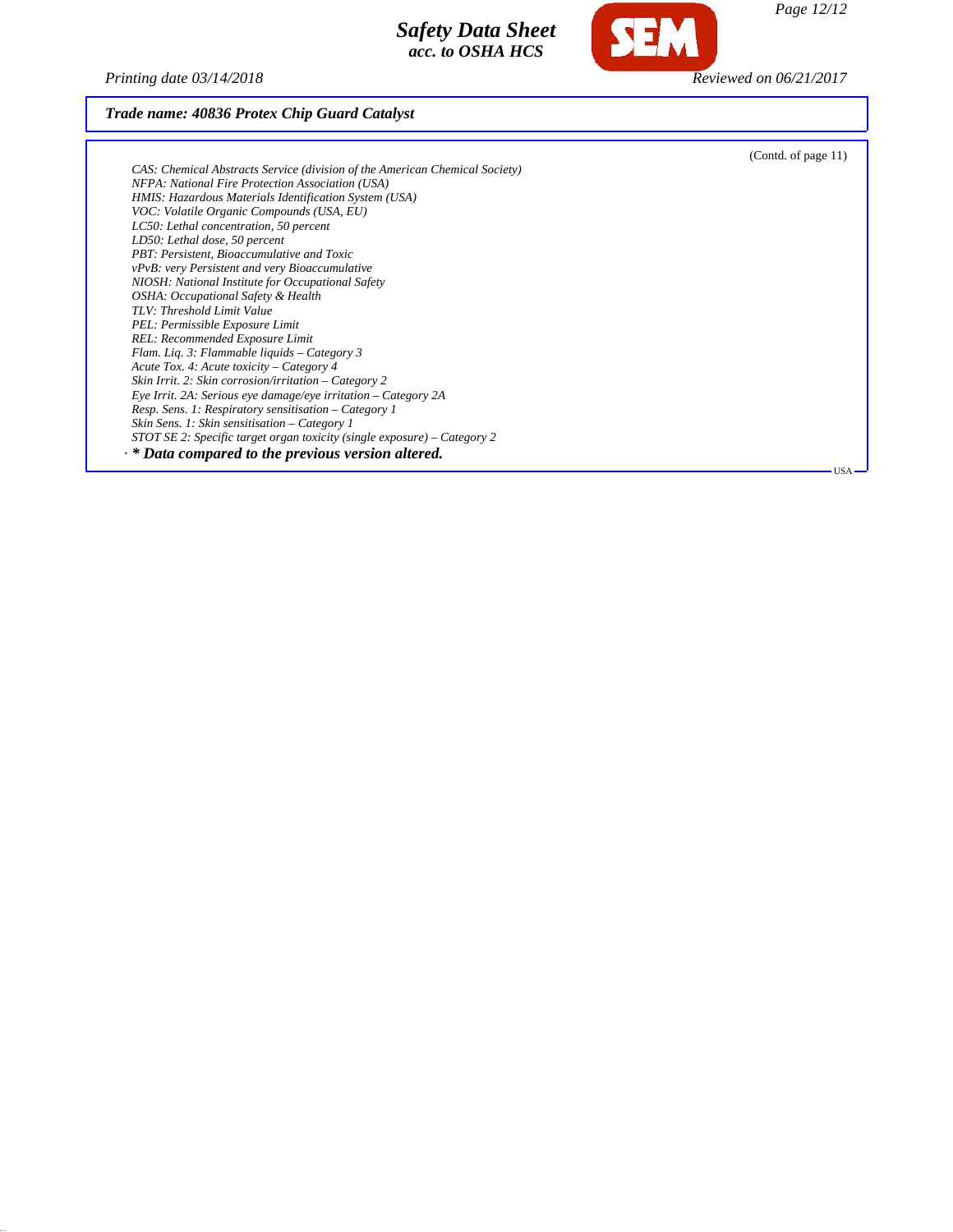*Trade name: 40836 Protex Chip Guard Catalyst*

(Contd. of page 11)

*CAS: Chemical Abstracts Service (division of the American Chemical Society)*
*NFPA: National Fire Protection Association (USA)*
*HMIS: Hazardous Materials Identification System (USA)*
*VOC: Volatile Organic Compounds (USA, EU)*
*LC50: Lethal concentration, 50 percent*
*LD50: Lethal dose, 50 percent*
*PBT: Persistent, Bioaccumulative and Toxic*
*vPvB: very Persistent and very Bioaccumulative*
*NIOSH: National Institute for Occupational Safety*
*OSHA: Occupational Safety & Health*
*TLV: Threshold Limit Value*
*PEL: Permissible Exposure Limit*
*REL: Recommended Exposure Limit*
*Flam. Liq. 3: Flammable liquids – Category 3*
*Acute Tox. 4: Acute toxicity – Category 4*
*Skin Irrit. 2: Skin corrosion/irritation – Category 2*
*Eye Irrit. 2A: Serious eye damage/eye irritation – Category 2A*
*Resp. Sens. 1: Respiratory sensitisation – Category 1*
*Skin Sens. 1: Skin sensitisation – Category 1*
*STOT SE 2: Specific target organ toxicity (single exposure) – Category 2*

**· * Data compared to the previous version altered.**

USA